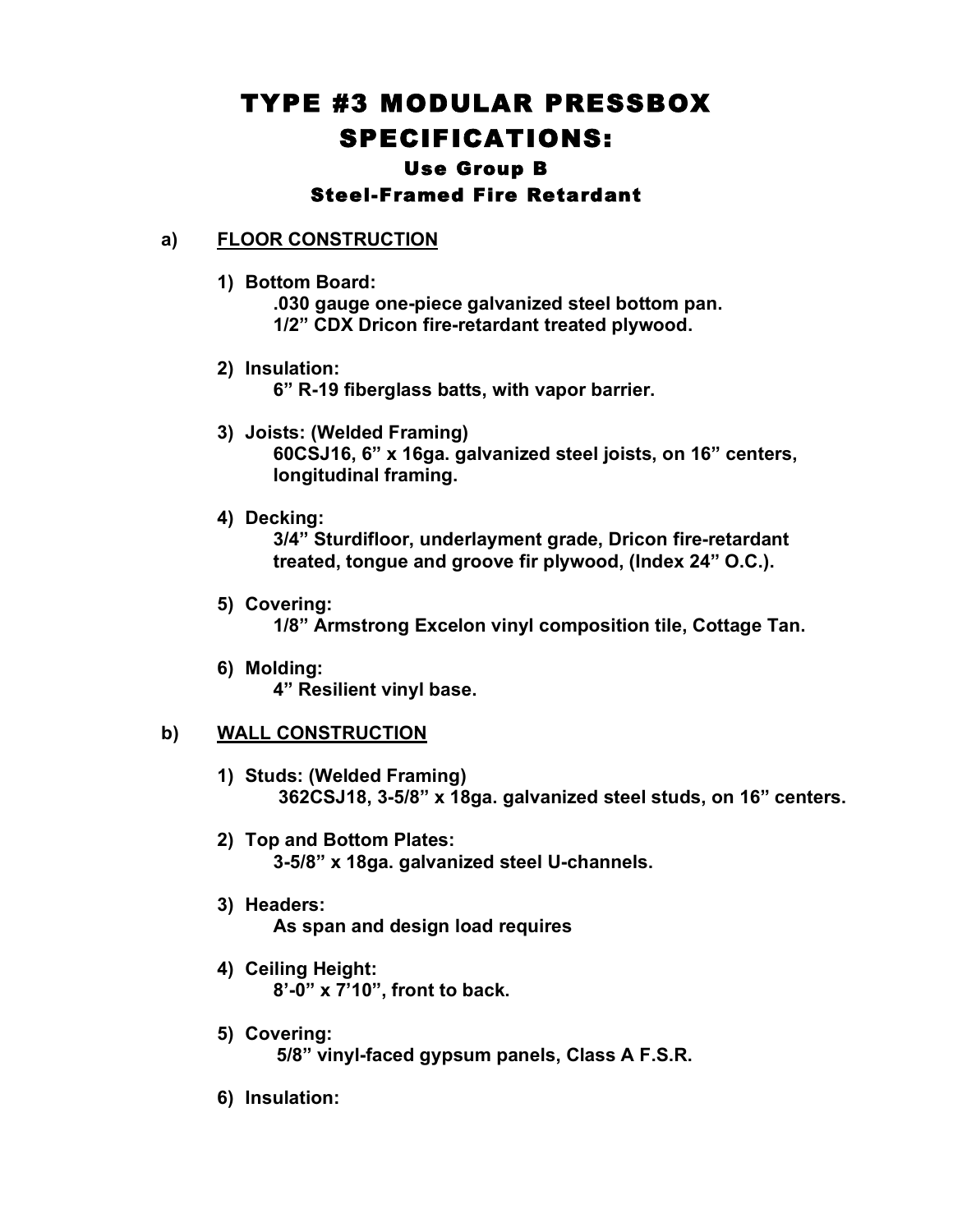# TYPE #3 MODULAR PRESSBOX SPECIFICATIONS:

### Use Group B

### Steel-Framed Fire Retardant

## a) FLOOR CONSTRUCTION

1) **Bottom Board:**
   **.030 gauge one-piece galvanized steel bottom pan.**
   **1/2" CDX Dricon fire-retardant treated plywood.**

2) **Insulation:**
   **6" R-19 fiberglass batts, with vapor barrier.**

3) **Joists: (Welded Framing)**
   **60CSJ16, 6" x 16ga. galvanized steel joists, on 16" centers, longitudinal framing.**

4) **Decking:**
   **3/4" Sturdifloor, underlayment grade, Dricon fire-retardant treated, tongue and groove fir plywood, (Index 24" O.C.).**

5) **Covering:**
   **1/8" Armstrong Excelon vinyl composition tile, Cottage Tan.**

6) **Molding:**
   **4" Resilient vinyl base.**

## b) WALL CONSTRUCTION

1) **Studs: (Welded Framing)**
   **362CSJ18, 3-5/8" x 18ga. galvanized steel studs, on 16" centers.**

2) **Top and Bottom Plates:**
   **3-5/8" x 18ga. galvanized steel U-channels.**

3) **Headers:**
   **As span and design load requires**

4) **Ceiling Height:**
   **8'-0" x 7'10", front to back.**

5) **Covering:**
   **5/8" vinyl-faced gypsum panels, Class A F.S.R.**

6) **Insulation:**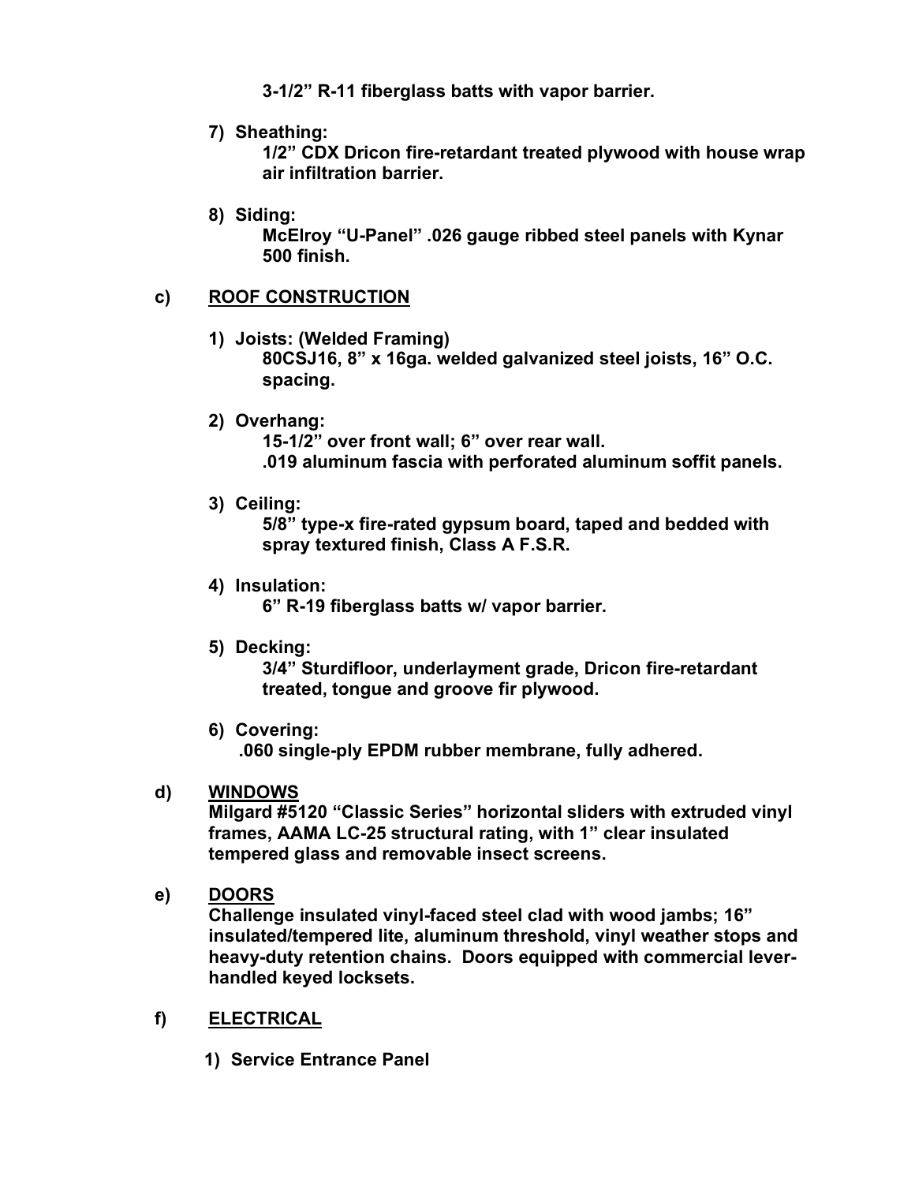**3-1/2" R-11 fiberglass batts with vapor barrier.**

7) **Sheathing:**
   **1/2" CDX Dricon fire-retardant treated plywood with house wrap air infiltration barrier.**

8) **Siding:**
   **McElroy "U-Panel" .026 gauge ribbed steel panels with Kynar 500 finish.**

**c) <u>ROOF CONSTRUCTION</u>**

1) **Joists: (Welded Framing)**
   **80CSJ16, 8" x 16ga. welded galvanized steel joists, 16" O.C. spacing.**

2) **Overhang:**
   **15-1/2" over front wall; 6" over rear wall.**
   **.019 aluminum fascia with perforated aluminum soffit panels.**

3) **Ceiling:**
   **5/8" type-x fire-rated gypsum board, taped and bedded with spray textured finish, Class A F.S.R.**

4) **Insulation:**
   **6" R-19 fiberglass batts w/ vapor barrier.**

5) **Decking:**
   **3/4" Sturdifloor, underlayment grade, Dricon fire-retardant treated, tongue and groove fir plywood.**

6) **Covering:**
   **.060 single-ply EPDM rubber membrane, fully adhered.**

**d) <u>WINDOWS</u>**
**Milgard #5120 "Classic Series" horizontal sliders with extruded vinyl frames, AAMA LC-25 structural rating, with 1" clear insulated tempered glass and removable insect screens.**

**e) <u>DOORS</u>**
**Challenge insulated vinyl-faced steel clad with wood jambs; 16" insulated/tempered lite, aluminum threshold, vinyl weather stops and heavy-duty retention chains. Doors equipped with commercial lever-handled keyed locksets.**

**f) <u>ELECTRICAL</u>**

1) **Service Entrance Panel**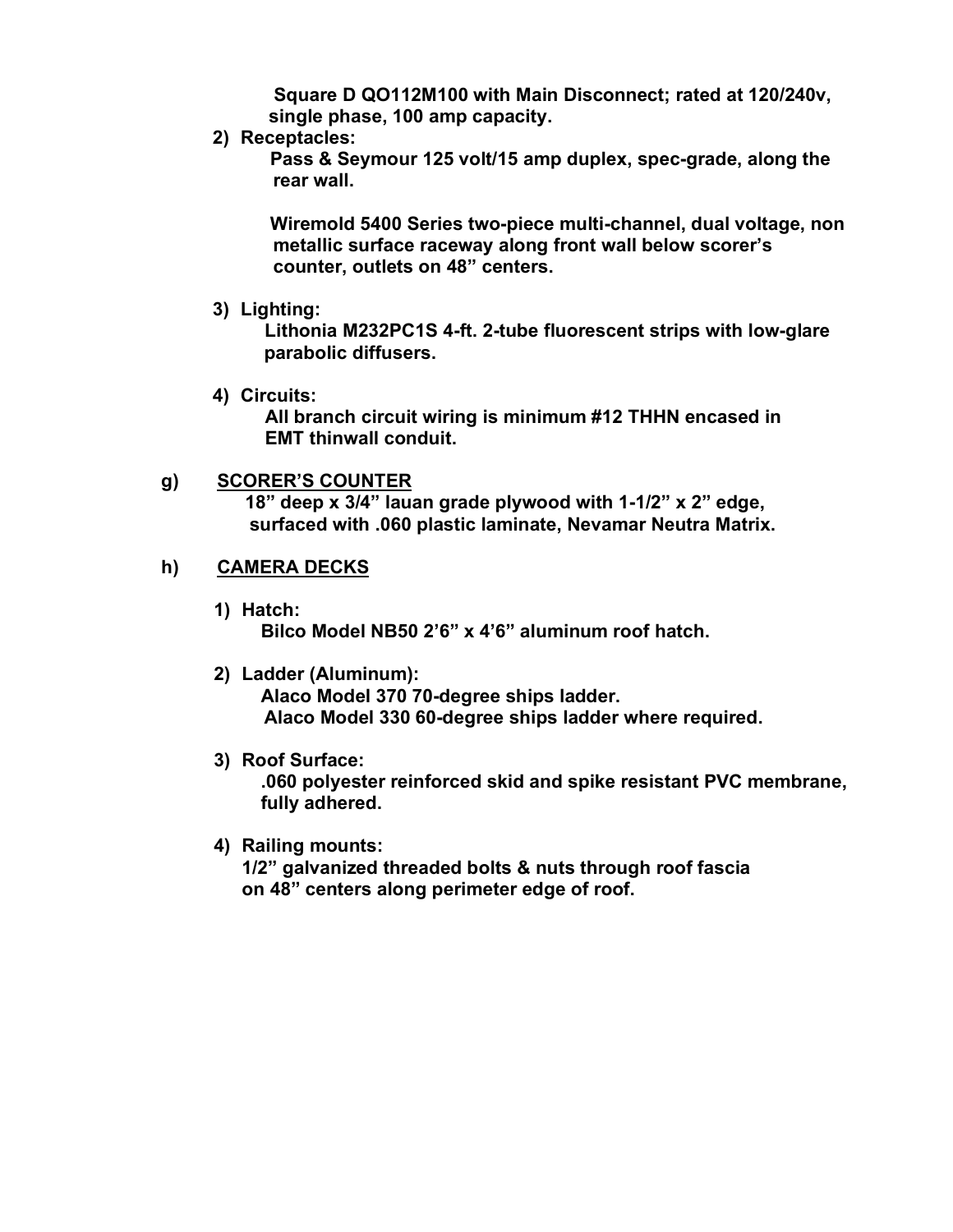**Square D QO112M100 with Main Disconnect; rated at 120/240v, single phase, 100 amp capacity.**

2) **Receptacles:**

   **Pass & Seymour 125 volt/15 amp duplex, spec-grade, along the rear wall.**

   **Wiremold 5400 Series two-piece multi-channel, dual voltage, non metallic surface raceway along front wall below scorer's counter, outlets on 48" centers.**

3) **Lighting:**

   **Lithonia M232PC1S 4-ft. 2-tube fluorescent strips with low-glare parabolic diffusers.**

4) **Circuits:**

   **All branch circuit wiring is minimum #12 THHN encased in EMT thinwall conduit.**

**g) <u>SCORER'S COUNTER</u>**

**18" deep x 3/4" lauan grade plywood with 1-1/2" x 2" edge, surfaced with .060 plastic laminate, Nevamar Neutra Matrix.**

**h) <u>CAMERA DECKS</u>**

1) **Hatch:**

   **Bilco Model NB50 2'6" x 4'6" aluminum roof hatch.**

2) **Ladder (Aluminum):**

   **Alaco Model 370 70-degree ships ladder.**
   **Alaco Model 330 60-degree ships ladder where required.**

3) **Roof Surface:**

   **.060 polyester reinforced skid and spike resistant PVC membrane, fully adhered.**

4) **Railing mounts:**

   **1/2" galvanized threaded bolts & nuts through roof fascia on 48" centers along perimeter edge of roof.**